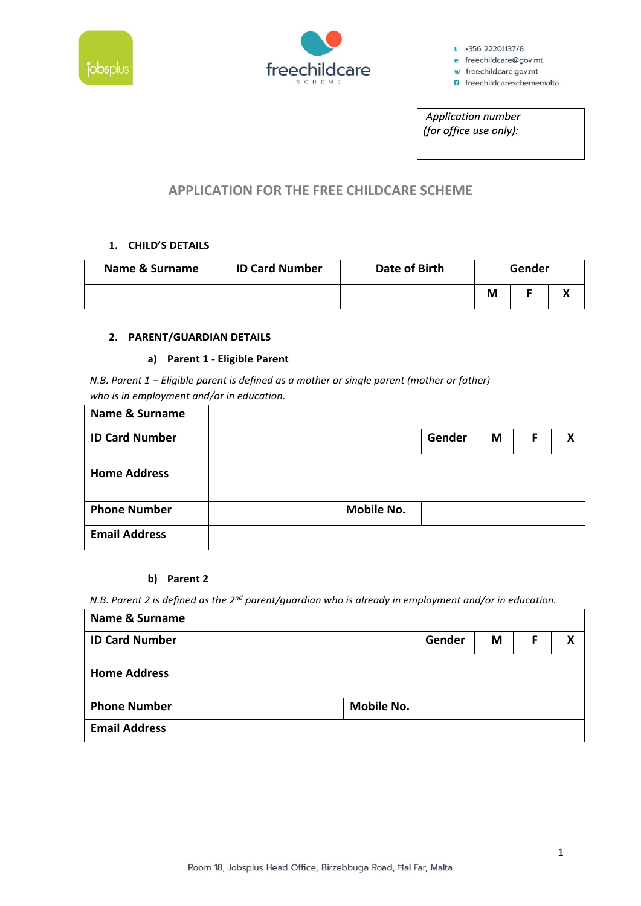t +356 22201137/8
e freechildcare@gov.mt
w freechildcare.gov.mt
freechildcareschememalta

| *Application number (for office use only):* |
|---|
| |

# APPLICATION FOR THE FREE CHILDCARE SCHEME

### 1. CHILD'S DETAILS

| Name & Surname | ID Card Number | Date of Birth | Gender | | |
|---|---|---|---|---|---|
| | | | M | F | X |

### 2. PARENT/GUARDIAN DETAILS

#### a) Parent 1 - Eligible Parent

*N.B. Parent 1 – Eligible parent is defined as a mother or single parent (mother or father) who is in employment and/or in education.*

| | | | | | |
|---|---|---|---|---|---|
| **Name & Surname** | | | | | |
| **ID Card Number** | | **Gender** | **M** | **F** | **X** |
| **Home Address** | | | | | |
| **Phone Number** | | **Mobile No.** | | | |
| **Email Address** | | | | | |

#### b) Parent 2

*N.B. Parent 2 is defined as the 2nd parent/guardian who is already in employment and/or in education.*

| | | | | | |
|---|---|---|---|---|---|
| **Name & Surname** | | | | | |
| **ID Card Number** | | **Gender** | **M** | **F** | **X** |
| **Home Address** | | | | | |
| **Phone Number** | | **Mobile No.** | | | |
| **Email Address** | | | | | |

Room 18, Jobsplus Head Office, Birzebbuga Road, Ħal Far, Malta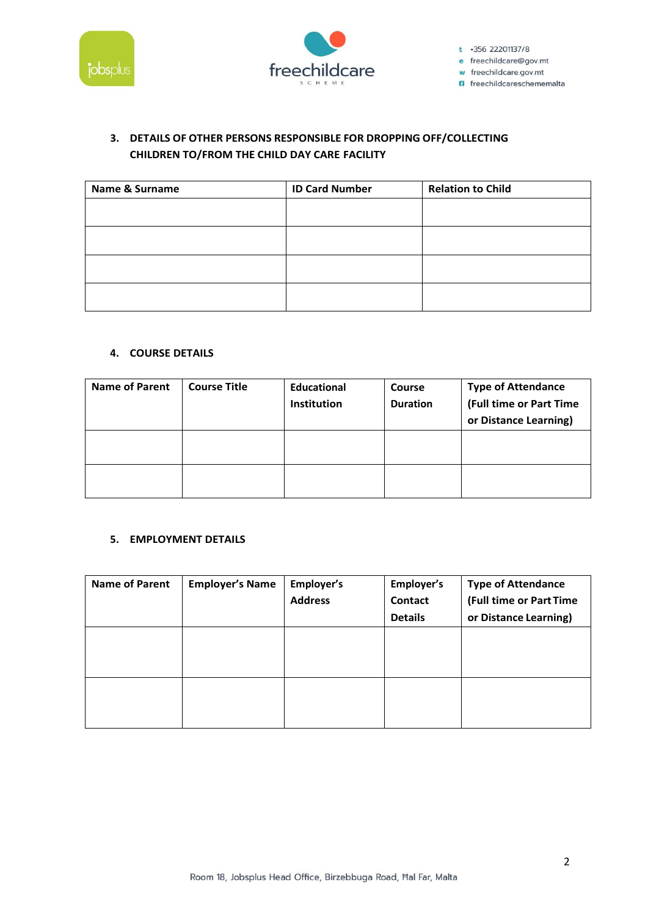### 3. DETAILS OF OTHER PERSONS RESPONSIBLE FOR DROPPING OFF/COLLECTING CHILDREN TO/FROM THE CHILD DAY CARE FACILITY

| Name & Surname | ID Card Number | Relation to Child |
|---|---|---|
| | | |
| | | |
| | | |
| | | |

### 4. COURSE DETAILS

| Name of Parent | Course Title | Educational Institution | Course Duration | Type of Attendance (Full time or Part Time or Distance Learning) |
|---|---|---|---|---|
| | | | | |
| | | | | |

### 5. EMPLOYMENT DETAILS

| Name of Parent | Employer's Name | Employer's Address | Employer's Contact Details | Type of Attendance (Full time or Part Time or Distance Learning) |
|---|---|---|---|---|
| | | | | |
| | | | | |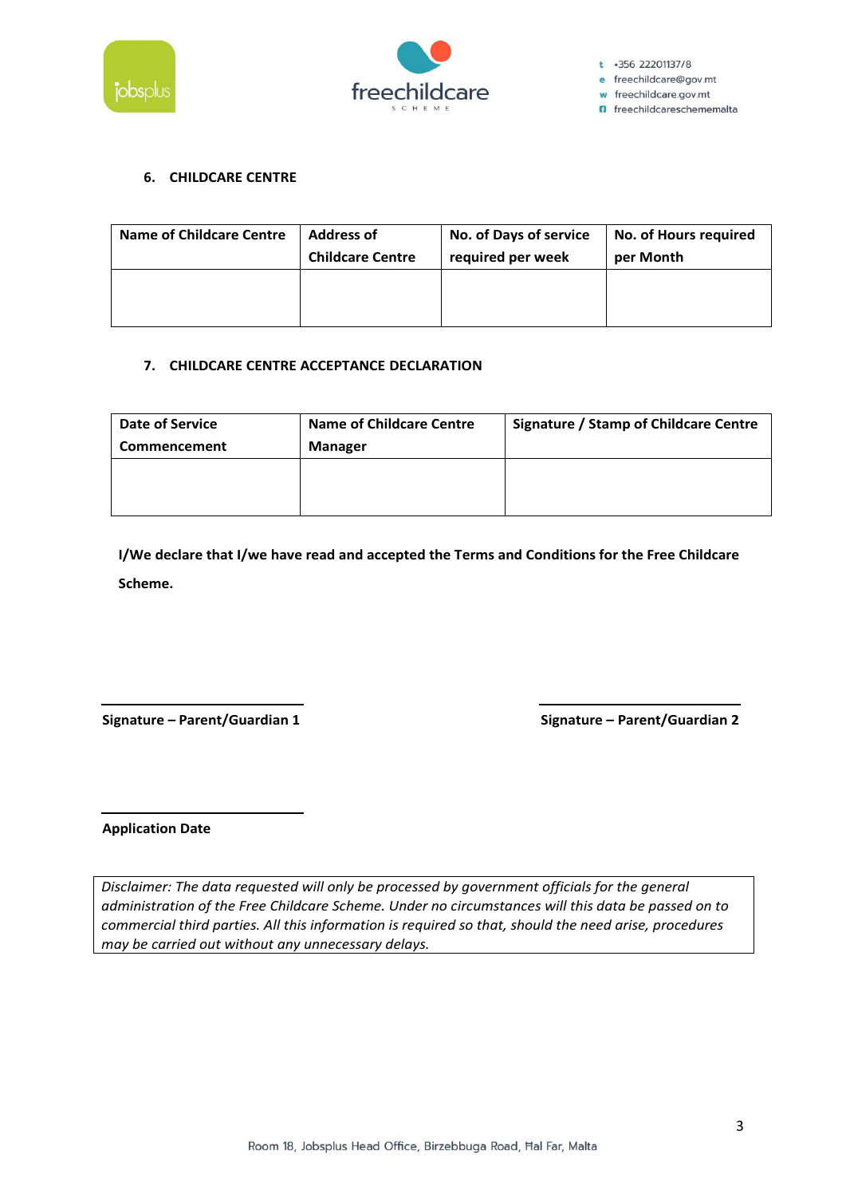### 6. CHILDCARE CENTRE

| Name of Childcare Centre | Address of Childcare Centre | No. of Days of service required per week | No. of Hours required per Month |
| --- | --- | --- | --- |
| | | | |

### 7. CHILDCARE CENTRE ACCEPTANCE DECLARATION

| Date of Service Commencement | Name of Childcare Centre Manager | Signature / Stamp of Childcare Centre |
| --- | --- | --- |
| | | |

**I/We declare that I/we have read and accepted the Terms and Conditions for the Free Childcare Scheme.**

**Signature – Parent/Guardian 1**

**Signature – Parent/Guardian 2**

**Application Date**

*Disclaimer: The data requested will only be processed by government officials for the general administration of the Free Childcare Scheme. Under no circumstances will this data be passed on to commercial third parties. All this information is required so that, should the need arise, procedures may be carried out without any unnecessary delays.*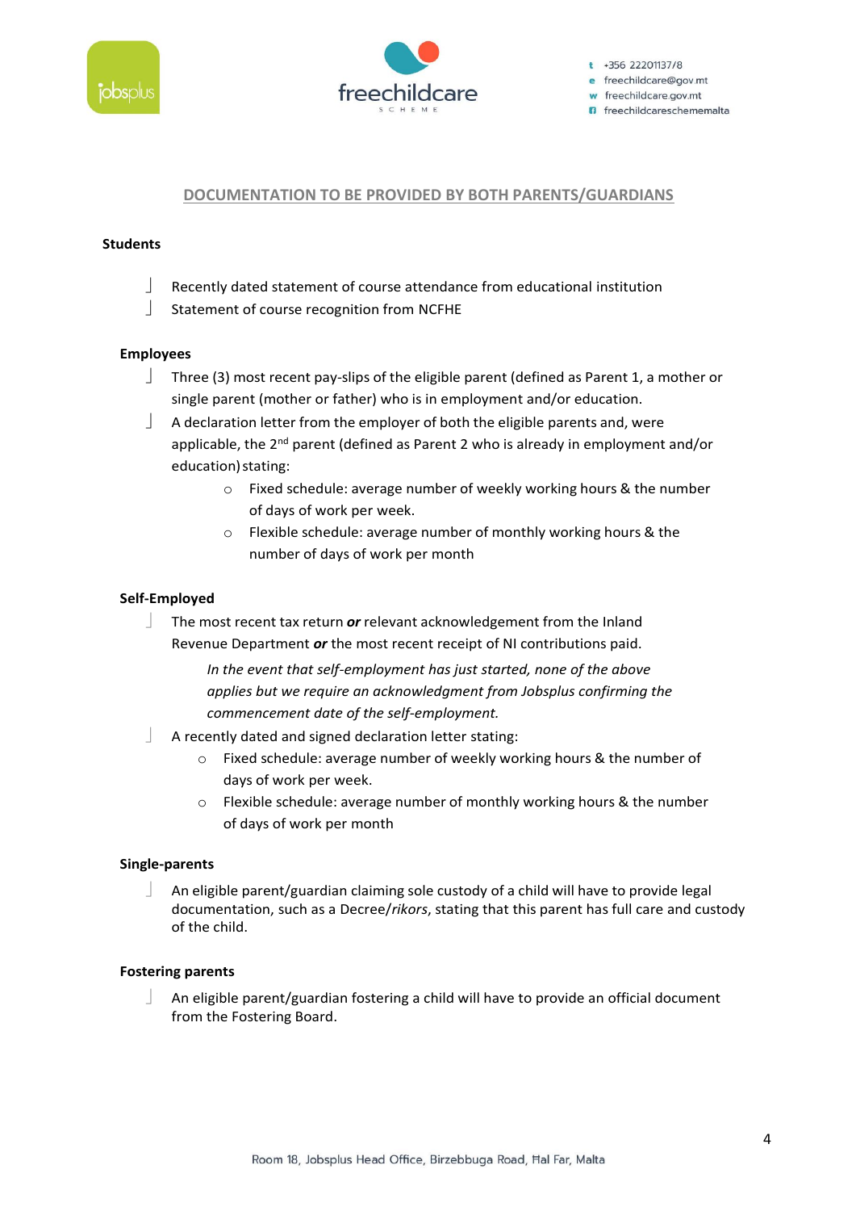## DOCUMENTATION TO BE PROVIDED BY BOTH PARENTS/GUARDIANS

**Students**

- Recently dated statement of course attendance from educational institution
- Statement of course recognition from NCFHE

**Employees**

- Three (3) most recent pay-slips of the eligible parent (defined as Parent 1, a mother or single parent (mother or father) who is in employment and/or education.
- A declaration letter from the employer of both the eligible parents and, were applicable, the 2nd parent (defined as Parent 2 who is already in employment and/or education) stating:
  - Fixed schedule: average number of weekly working hours & the number of days of work per week.
  - Flexible schedule: average number of monthly working hours & the number of days of work per month

**Self-Employed**

- The most recent tax return ***or*** relevant acknowledgement from the Inland Revenue Department ***or*** the most recent receipt of NI contributions paid.

  *In the event that self-employment has just started, none of the above applies but we require an acknowledgment from Jobsplus confirming the commencement date of the self-employment.*

- A recently dated and signed declaration letter stating:
  - Fixed schedule: average number of weekly working hours & the number of days of work per week.
  - Flexible schedule: average number of monthly working hours & the number of days of work per month

**Single-parents**

- An eligible parent/guardian claiming sole custody of a child will have to provide legal documentation, such as a Decree/*rikors*, stating that this parent has full care and custody of the child.

**Fostering parents**

- An eligible parent/guardian fostering a child will have to provide an official document from the Fostering Board.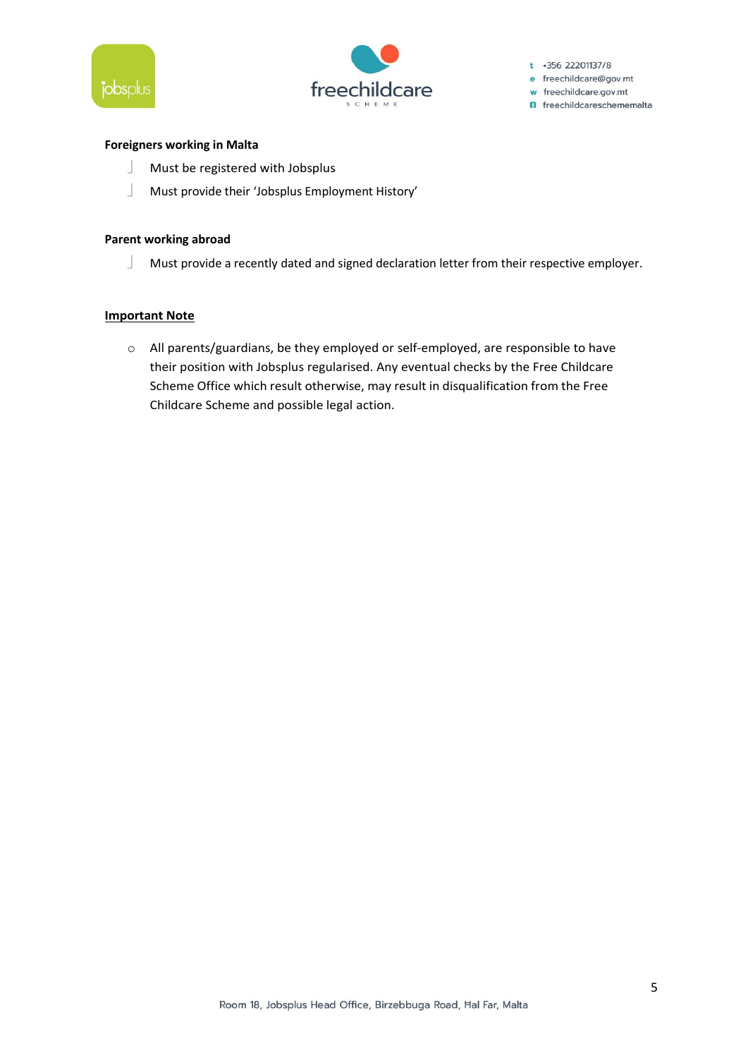**Foreigners working in Malta**

- Must be registered with Jobsplus
- Must provide their 'Jobsplus Employment History'

**Parent working abroad**

- Must provide a recently dated and signed declaration letter from their respective employer.

**Important Note**

- All parents/guardians, be they employed or self-employed, are responsible to have their position with Jobsplus regularised. Any eventual checks by the Free Childcare Scheme Office which result otherwise, may result in disqualification from the Free Childcare Scheme and possible legal action.